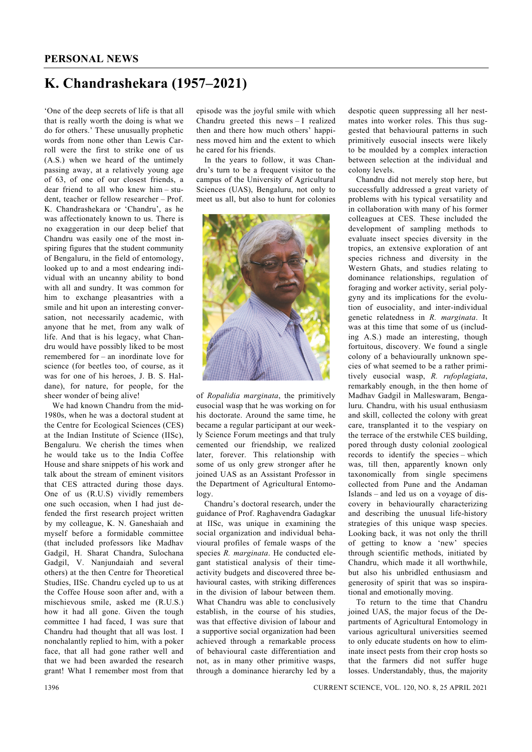## PERSONAL NEWS

# K. Chandrashekara (1957–2021)

'One of the deep secrets of life is that all that is really worth the doing is what we do for others.' These unusually prophetic words from none other than Lewis Carroll were the first to strike one of us (A.S.) when we heard of the untimely passing away, at a relatively young age of 63, of one of our closest friends, a dear friend to all who knew him – student, teacher or fellow researcher – Prof. K. Chandrashekara or 'Chandru', as he was affectionately known to us. There is no exaggeration in our deep belief that Chandru was easily one of the most inspiring figures that the student community of Bengaluru, in the field of entomology, looked up to and a most endearing individual with an uncanny ability to bond with all and sundry. It was common for him to exchange pleasantries with a smile and hit upon an interesting conversation, not necessarily academic, with anyone that he met, from any walk of life. And that is his legacy, what Chandru would have possibly liked to be most remembered for – an inordinate love for science (for beetles too, of course, as it was for one of his heroes, J. B. S. Haldane), for nature, for people, for the sheer wonder of being alive!

We had known Chandru from the mid-1980s, when he was a doctoral student at the Centre for Ecological Sciences (CES) at the Indian Institute of Science (IISc), Bengaluru. We cherish the times when he would take us to the India Coffee House and share snippets of his work and talk about the stream of eminent visitors that CES attracted during those days. One of us (R.U.S) vividly remembers one such occasion, when I had just defended the first research project written by my colleague, K. N. Ganeshaiah and myself before a formidable committee (that included professors like Madhav Gadgil, H. Sharat Chandra, Sulochana Gadgil, V. Nanjundaiah and several others) at the then Centre for Theoretical Studies, IISc. Chandru cycled up to us at the Coffee House soon after and, with a mischievous smile, asked me (R.U.S.) how it had all gone. Given the tough committee I had faced, I was sure that Chandru had thought that all was lost. I nonchalantly replied to him, with a poker face, that all had gone rather well and that we had been awarded the research grant! What I remember most from that episode was the joyful smile with which Chandru greeted this news – I realized then and there how much others' happiness moved him and the extent to which he cared for his friends.

In the years to follow, it was Chandru's turn to be a frequent visitor to the campus of the University of Agricultural Sciences (UAS), Bengaluru, not only to meet us all, but also to hunt for colonies of *Ropalidia marginata*, the primitively eusocial wasp that he was working on for his doctorate. Around the same time, he became a regular participant at our weekly Science Forum meetings and that truly cemented our friendship, we realized later, forever. This relationship with some of us only grew stronger after he joined UAS as an Assistant Professor in the Department of Agricultural Entomology.

Chandru's doctoral research, under the guidance of Prof. Raghavendra Gadagkar at IISc, was unique in examining the social organization and individual behavioural profiles of female wasps of the species *R. marginata*. He conducted elegant statistical analysis of their time-activity budgets and discovered three behavioural castes, with striking differences in the division of labour between them. What Chandru was able to conclusively establish, in the course of his studies, was that effective division of labour and a supportive social organization had been achieved through a remarkable process of behavioural caste differentiation and not, as in many other primitive wasps, through a dominance hierarchy led by a despotic queen suppressing all her nestmates into worker roles. This thus suggested that behavioural patterns in such primitively eusocial insects were likely to be moulded by a complex interaction between selection at the individual and colony levels.

Chandru did not merely stop here, but successfully addressed a great variety of problems with his typical versatility and in collaboration with many of his former colleagues at CES. These included the development of sampling methods to evaluate insect species diversity in the tropics, an extensive exploration of ant species richness and diversity in the Western Ghats, and studies relating to dominance relationships, regulation of foraging and worker activity, serial polygyny and its implications for the evolution of eusociality, and inter-individual genetic relatedness in *R. marginata*. It was at this time that some of us (including A.S.) made an interesting, though fortuitous, discovery. We found a single colony of a behaviourally unknown species of what seemed to be a rather primitively eusocial wasp, *R. rufoplagiata*, remarkably enough, in the then home of Madhav Gadgil in Malleswaram, Bengaluru. Chandru, with his usual enthusiasm and skill, collected the colony with great care, transplanted it to the vespiary on the terrace of the erstwhile CES building, pored through dusty colonial zoological records to identify the species – which was, till then, apparently known only taxonomically from single specimens collected from Pune and the Andaman Islands – and led us on a voyage of discovery in behaviourally characterizing and describing the unusual life-history strategies of this unique wasp species. Looking back, it was not only the thrill of getting to know a 'new' species through scientific methods, initiated by Chandru, which made it all worthwhile, but also his unbridled enthusiasm and generosity of spirit that was so inspirational and emotionally moving.

To return to the time that Chandru joined UAS, the major focus of the Departments of Agricultural Entomology in various agricultural universities seemed to only educate students on how to eliminate insect pests from their crop hosts so that the farmers did not suffer huge losses. Understandably, thus, the majority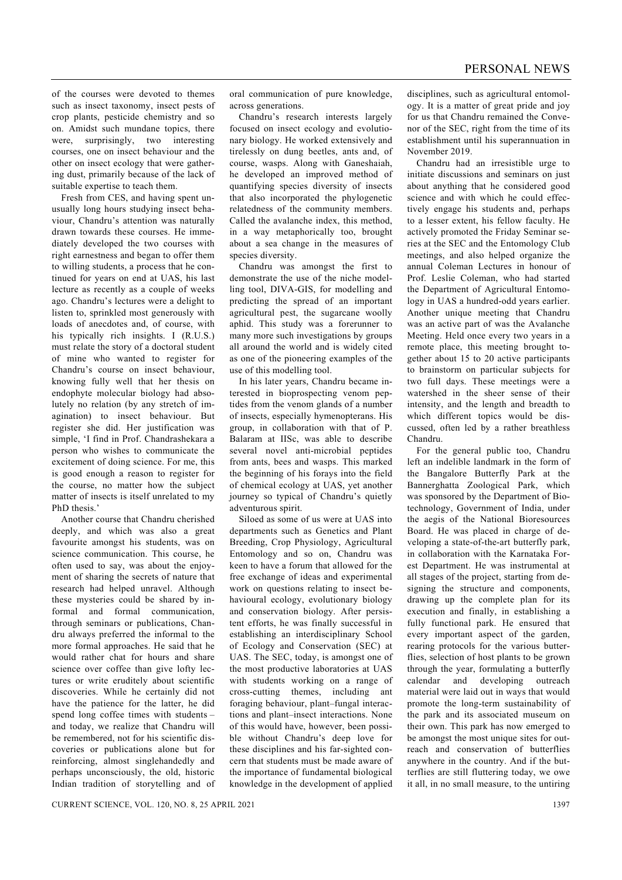of the courses were devoted to themes such as insect taxonomy, insect pests of crop plants, pesticide chemistry and so on. Amidst such mundane topics, there were, surprisingly, two interesting courses, one on insect behaviour and the other on insect ecology that were gathering dust, primarily because of the lack of suitable expertise to teach them.

Fresh from CES, and having spent unusually long hours studying insect behaviour, Chandru's attention was naturally drawn towards these courses. He immediately developed the two courses with right earnestness and began to offer them to willing students, a process that he continued for years on end at UAS, his last lecture as recently as a couple of weeks ago. Chandru's lectures were a delight to listen to, sprinkled most generously with loads of anecdotes and, of course, with his typically rich insights. I (R.U.S.) must relate the story of a doctoral student of mine who wanted to register for Chandru's course on insect behaviour, knowing fully well that her thesis on endophyte molecular biology had absolutely no relation (by any stretch of imagination) to insect behaviour. But register she did. Her justification was simple, 'I find in Prof. Chandrashekara a person who wishes to communicate the excitement of doing science. For me, this is good enough a reason to register for the course, no matter how the subject matter of insects is itself unrelated to my PhD thesis.'

Another course that Chandru cherished deeply, and which was also a great favourite amongst his students, was on science communication. This course, he often used to say, was about the enjoyment of sharing the secrets of nature that research had helped unravel. Although these mysteries could be shared by informal and formal communication, through seminars or publications, Chandru always preferred the informal to the more formal approaches. He said that he would rather chat for hours and share science over coffee than give lofty lectures or write eruditely about scientific discoveries. While he certainly did not have the patience for the latter, he did spend long coffee times with students – and today, we realize that Chandru will be remembered, not for his scientific discoveries or publications alone but for reinforcing, almost singlehandedly and perhaps unconsciously, the old, historic Indian tradition of storytelling and of oral communication of pure knowledge, across generations.

Chandru's research interests largely focused on insect ecology and evolutionary biology. He worked extensively and tirelessly on dung beetles, ants and, of course, wasps. Along with Ganeshaiah, he developed an improved method of quantifying species diversity of insects that also incorporated the phylogenetic relatedness of the community members. Called the avalanche index, this method, in a way metaphorically too, brought about a sea change in the measures of species diversity.

Chandru was amongst the first to demonstrate the use of the niche modelling tool, DIVA-GIS, for modelling and predicting the spread of an important agricultural pest, the sugarcane woolly aphid. This study was a forerunner to many more such investigations by groups all around the world and is widely cited as one of the pioneering examples of the use of this modelling tool.

In his later years, Chandru became interested in bioprospecting venom peptides from the venom glands of a number of insects, especially hymenopterans. His group, in collaboration with that of P. Balaram at IISc, was able to describe several novel anti-microbial peptides from ants, bees and wasps. This marked the beginning of his forays into the field of chemical ecology at UAS, yet another journey so typical of Chandru's quietly adventurous spirit.

Siloed as some of us were at UAS into departments such as Genetics and Plant Breeding, Crop Physiology, Agricultural Entomology and so on, Chandru was keen to have a forum that allowed for the free exchange of ideas and experimental work on questions relating to insect behavioural ecology, evolutionary biology and conservation biology. After persistent efforts, he was finally successful in establishing an interdisciplinary School of Ecology and Conservation (SEC) at UAS. The SEC, today, is amongst one of the most productive laboratories at UAS with students working on a range of cross-cutting themes, including ant foraging behaviour, plant–fungal interactions and plant–insect interactions. None of this would have, however, been possible without Chandru's deep love for these disciplines and his far-sighted concern that students must be made aware of the importance of fundamental biological knowledge in the development of applied disciplines, such as agricultural entomology. It is a matter of great pride and joy for us that Chandru remained the Convenor of the SEC, right from the time of its establishment until his superannuation in November 2019.

Chandru had an irresistible urge to initiate discussions and seminars on just about anything that he considered good science and with which he could effectively engage his students and, perhaps to a lesser extent, his fellow faculty. He actively promoted the Friday Seminar series at the SEC and the Entomology Club meetings, and also helped organize the annual Coleman Lectures in honour of Prof. Leslie Coleman, who had started the Department of Agricultural Entomology in UAS a hundred-odd years earlier. Another unique meeting that Chandru was an active part of was the Avalanche Meeting. Held once every two years in a remote place, this meeting brought together about 15 to 20 active participants to brainstorm on particular subjects for two full days. These meetings were a watershed in the sheer sense of their intensity, and the length and breadth to which different topics would be discussed, often led by a rather breathless Chandru.

For the general public too, Chandru left an indelible landmark in the form of the Bangalore Butterfly Park at the Bannerghatta Zoological Park, which was sponsored by the Department of Biotechnology, Government of India, under the aegis of the National Bioresources Board. He was placed in charge of developing a state-of-the-art butterfly park, in collaboration with the Karnataka Forest Department. He was instrumental at all stages of the project, starting from designing the structure and components, drawing up the complete plan for its execution and finally, in establishing a fully functional park. He ensured that every important aspect of the garden, rearing protocols for the various butterflies, selection of host plants to be grown through the year, formulating a butterfly calendar and developing outreach material were laid out in ways that would promote the long-term sustainability of the park and its associated museum on their own. This park has now emerged to be amongst the most unique sites for outreach and conservation of butterflies anywhere in the country. And if the butterflies are still fluttering today, we owe it all, in no small measure, to the untiring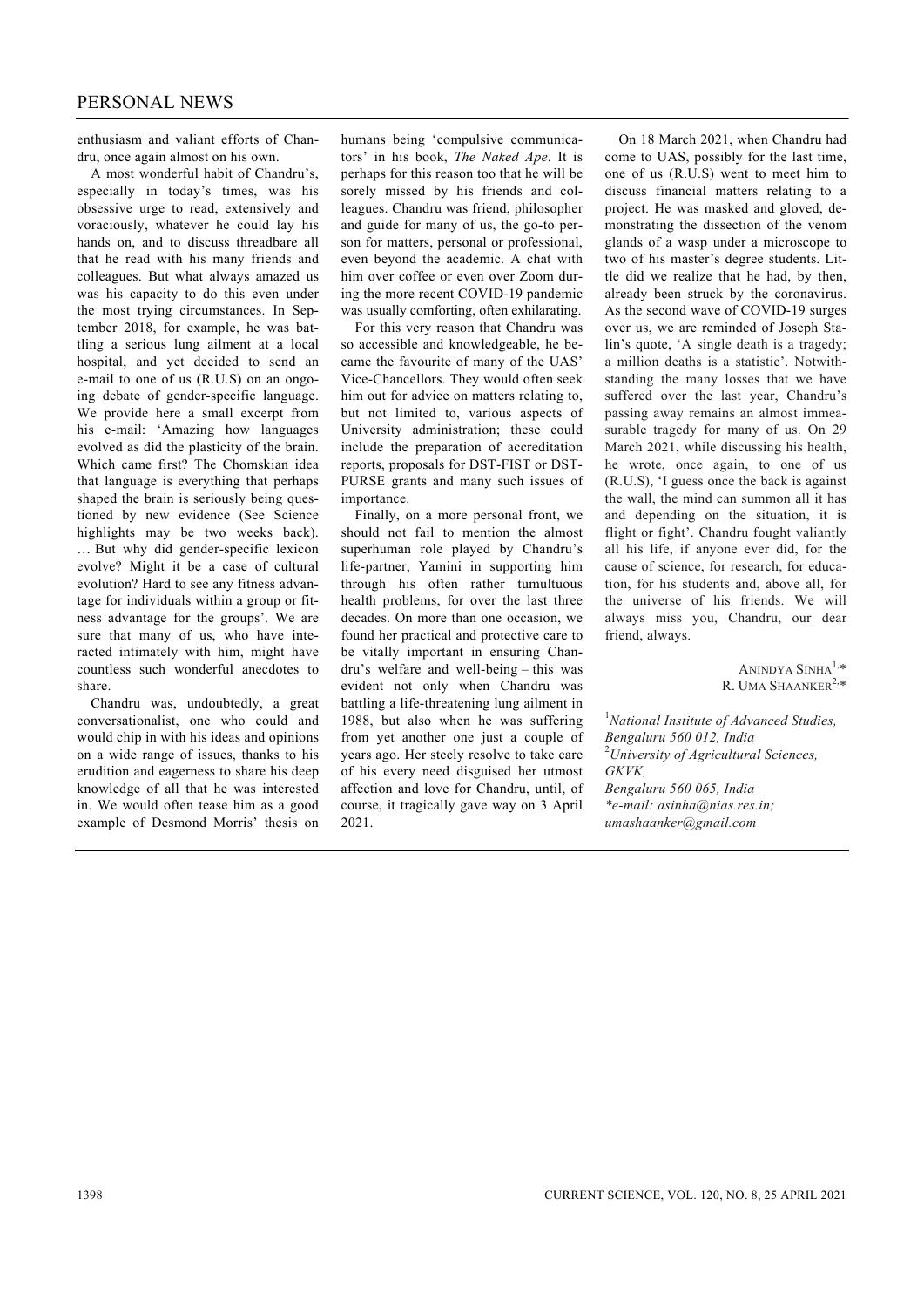enthusiasm and valiant efforts of Chandru, once again almost on his own.

A most wonderful habit of Chandru's, especially in today's times, was his obsessive urge to read, extensively and voraciously, whatever he could lay his hands on, and to discuss threadbare all that he read with his many friends and colleagues. But what always amazed us was his capacity to do this even under the most trying circumstances. In September 2018, for example, he was battling a serious lung ailment at a local hospital, and yet decided to send an e-mail to one of us (R.U.S) on an ongoing debate of gender-specific language. We provide here a small excerpt from his e-mail: 'Amazing how languages evolved as did the plasticity of the brain. Which came first? The Chomskian idea that language is everything that perhaps shaped the brain is seriously being questioned by new evidence (See Science highlights may be two weeks back). … But why did gender-specific lexicon evolve? Might it be a case of cultural evolution? Hard to see any fitness advantage for individuals within a group or fitness advantage for the groups'. We are sure that many of us, who have interacted intimately with him, might have countless such wonderful anecdotes to share.

Chandru was, undoubtedly, a great conversationalist, one who could and would chip in with his ideas and opinions on a wide range of issues, thanks to his erudition and eagerness to share his deep knowledge of all that he was interested in. We would often tease him as a good example of Desmond Morris' thesis on humans being 'compulsive communicators' in his book, *The Naked Ape*. It is perhaps for this reason too that he will be sorely missed by his friends and colleagues. Chandru was friend, philosopher and guide for many of us, the go-to person for matters, personal or professional, even beyond the academic. A chat with him over coffee or even over Zoom during the more recent COVID-19 pandemic was usually comforting, often exhilarating.

For this very reason that Chandru was so accessible and knowledgeable, he became the favourite of many of the UAS' Vice-Chancellors. They would often seek him out for advice on matters relating to, but not limited to, various aspects of University administration; these could include the preparation of accreditation reports, proposals for DST-FIST or DST-PURSE grants and many such issues of importance.

Finally, on a more personal front, we should not fail to mention the almost superhuman role played by Chandru's life-partner, Yamini in supporting him through his often rather tumultuous health problems, for over the last three decades. On more than one occasion, we found her practical and protective care to be vitally important in ensuring Chandru's welfare and well-being – this was evident not only when Chandru was battling a life-threatening lung ailment in 1988, but also when he was suffering from yet another one just a couple of years ago. Her steely resolve to take care of his every need disguised her utmost affection and love for Chandru, until, of course, it tragically gave way on 3 April 2021.

On 18 March 2021, when Chandru had come to UAS, possibly for the last time, one of us (R.U.S) went to meet him to discuss financial matters relating to a project. He was masked and gloved, demonstrating the dissection of the venom glands of a wasp under a microscope to two of his master's degree students. Little did we realize that he had, by then, already been struck by the coronavirus. As the second wave of COVID-19 surges over us, we are reminded of Joseph Stalin's quote, 'A single death is a tragedy; a million deaths is a statistic'. Notwithstanding the many losses that we have suffered over the last year, Chandru's passing away remains an almost immeasurable tragedy for many of us. On 29 March 2021, while discussing his health, he wrote, once again, to one of us (R.U.S), 'I guess once the back is against the wall, the mind can summon all it has and depending on the situation, it is flight or fight'. Chandru fought valiantly all his life, if anyone ever did, for the cause of science, for research, for education, for his students and, above all, for the universe of his friends. We will always miss you, Chandru, our dear friend, always.

ANINDYA SINHA[1,*]
R. UMA SHAANKER[2,*]

[1]*National Institute of Advanced Studies, Bengaluru 560 012, India*
[2]*University of Agricultural Sciences, GKVK, Bengaluru 560 065, India*
*\*e-mail: asinha@nias.res.in; umashaanker@gmail.com*